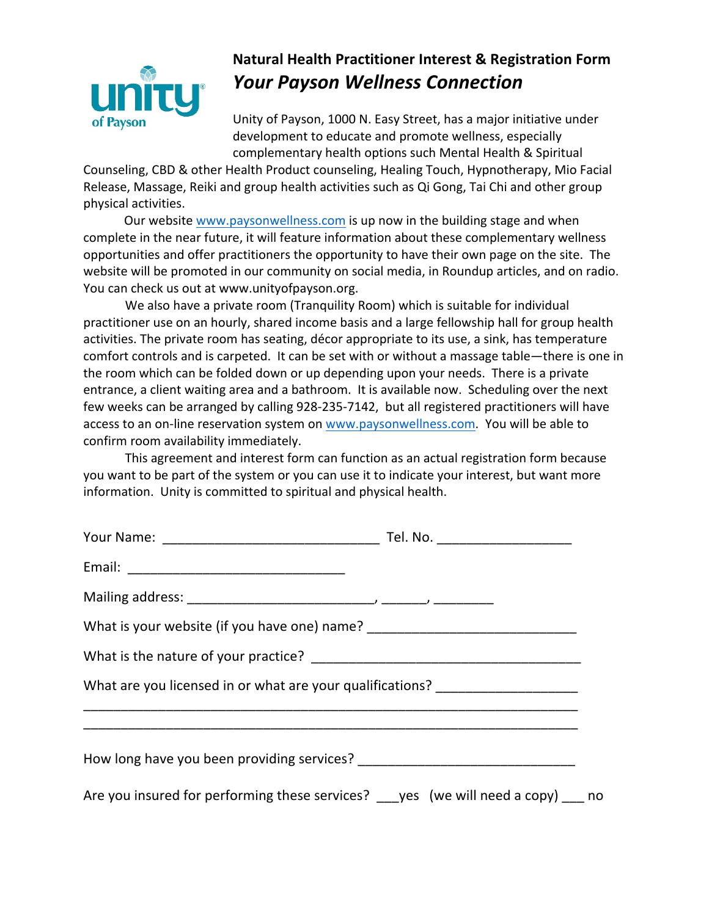unity of Payson

## Natural Health Practitioner Interest & Registration Form

### *Your Payson Wellness Connection*

Unity of Payson, 1000 N. Easy Street, has a major initiative under development to educate and promote wellness, especially complementary health options such Mental Health & Spiritual Counseling, CBD & other Health Product counseling, Healing Touch, Hypnotherapy, Mio Facial Release, Massage, Reiki and group health activities such as Qi Gong, Tai Chi and other group physical activities.

Our website www.paysonwellness.com is up now in the building stage and when complete in the near future, it will feature information about these complementary wellness opportunities and offer practitioners the opportunity to have their own page on the site. The website will be promoted in our community on social media, in Roundup articles, and on radio. You can check us out at www.unityofpayson.org.

We also have a private room (Tranquility Room) which is suitable for individual practitioner use on an hourly, shared income basis and a large fellowship hall for group health activities. The private room has seating, décor appropriate to its use, a sink, has temperature comfort controls and is carpeted. It can be set with or without a massage table—there is one in the room which can be folded down or up depending upon your needs. There is a private entrance, a client waiting area and a bathroom. It is available now. Scheduling over the next few weeks can be arranged by calling 928-235-7142, but all registered practitioners will have access to an on-line reservation system on www.paysonwellness.com. You will be able to confirm room availability immediately.

This agreement and interest form can function as an actual registration form because you want to be part of the system or you can use it to indicate your interest, but want more information. Unity is committed to spiritual and physical health.

Your Name: ____________________________ Tel. No. _________________

Email: ____________________________

Mailing address: ________________________, ______, ________

What is your website (if you have one) name? ___________________________

What is the nature of your practice? __________________________________

What are you licensed in or what are your qualifications? __________________

_________________________________________________________________

_________________________________________________________________

How long have you been providing services? ____________________________

Are you insured for performing these services? ___yes (we will need a copy) ___ no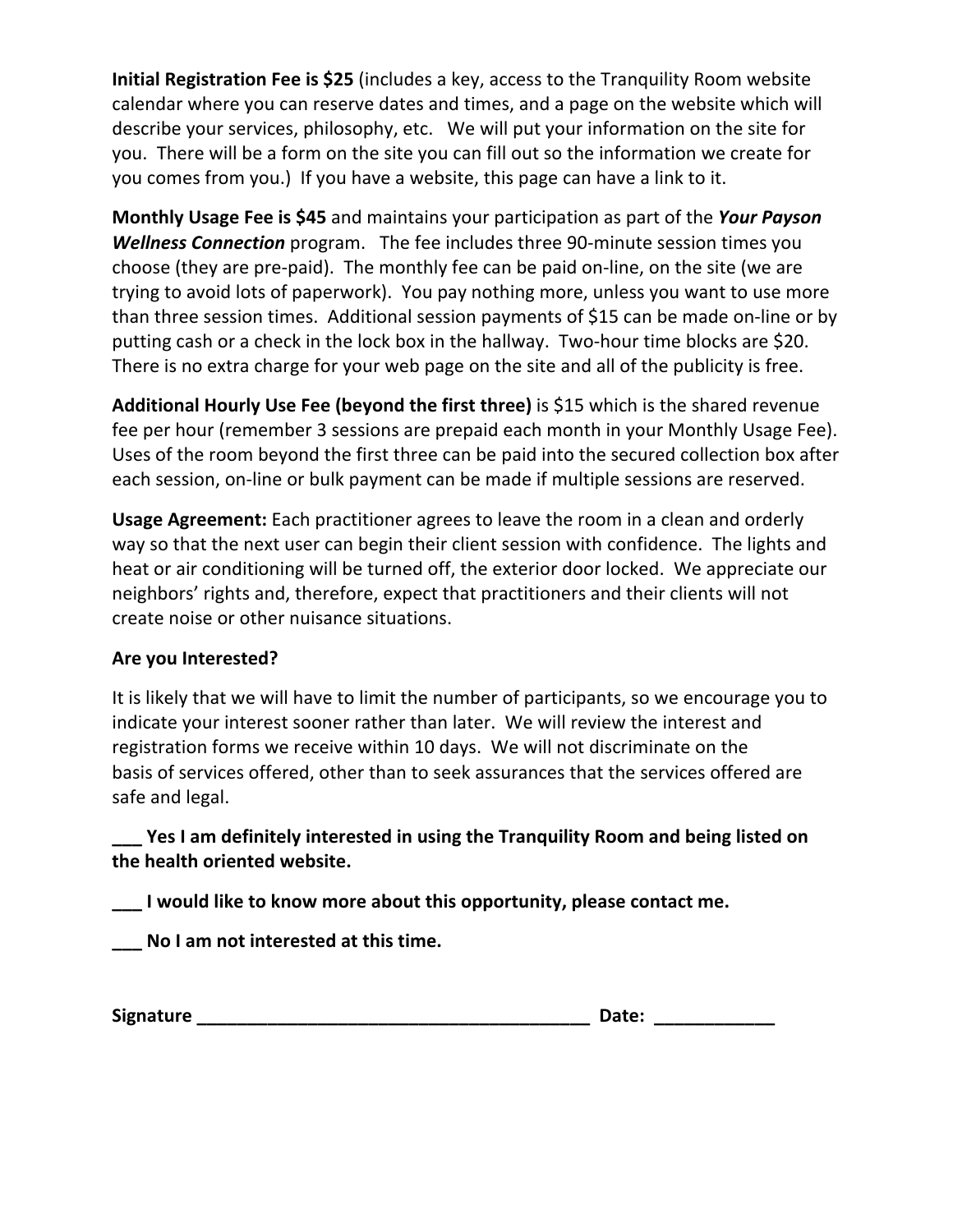**Initial Registration Fee is $25** (includes a key, access to the Tranquility Room website calendar where you can reserve dates and times, and a page on the website which will describe your services, philosophy, etc.  We will put your information on the site for you.  There will be a form on the site you can fill out so the information we create for you comes from you.)  If you have a website, this page can have a link to it.

**Monthly Usage Fee is $45** and maintains your participation as part of the ***Your Payson Wellness Connection*** program.  The fee includes three 90-minute session times you choose (they are pre-paid).  The monthly fee can be paid on-line, on the site (we are trying to avoid lots of paperwork).  You pay nothing more, unless you want to use more than three session times.  Additional session payments of $15 can be made on-line or by putting cash or a check in the lock box in the hallway.  Two-hour time blocks are $20.  There is no extra charge for your web page on the site and all of the publicity is free.

**Additional Hourly Use Fee (beyond the first three)** is $15 which is the shared revenue fee per hour (remember 3 sessions are prepaid each month in your Monthly Usage Fee).  Uses of the room beyond the first three can be paid into the secured collection box after each session, on-line or bulk payment can be made if multiple sessions are reserved.

**Usage Agreement:** Each practitioner agrees to leave the room in a clean and orderly way so that the next user can begin their client session with confidence.  The lights and heat or air conditioning will be turned off, the exterior door locked.  We appreciate our neighbors' rights and, therefore, expect that practitioners and their clients will not create noise or other nuisance situations.

**Are you Interested?**

It is likely that we will have to limit the number of participants, so we encourage you to indicate your interest sooner rather than later.  We will review the interest and registration forms we receive within 10 days.  We will not discriminate on the basis of services offered, other than to seek assurances that the services offered are safe and legal.

**___ Yes I am definitely interested in using the Tranquility Room and being listed on the health oriented website.**

**___ I would like to know more about this opportunity, please contact me.**

**___ No I am not interested at this time.**

**Signature ________________________________________  Date: ____________**